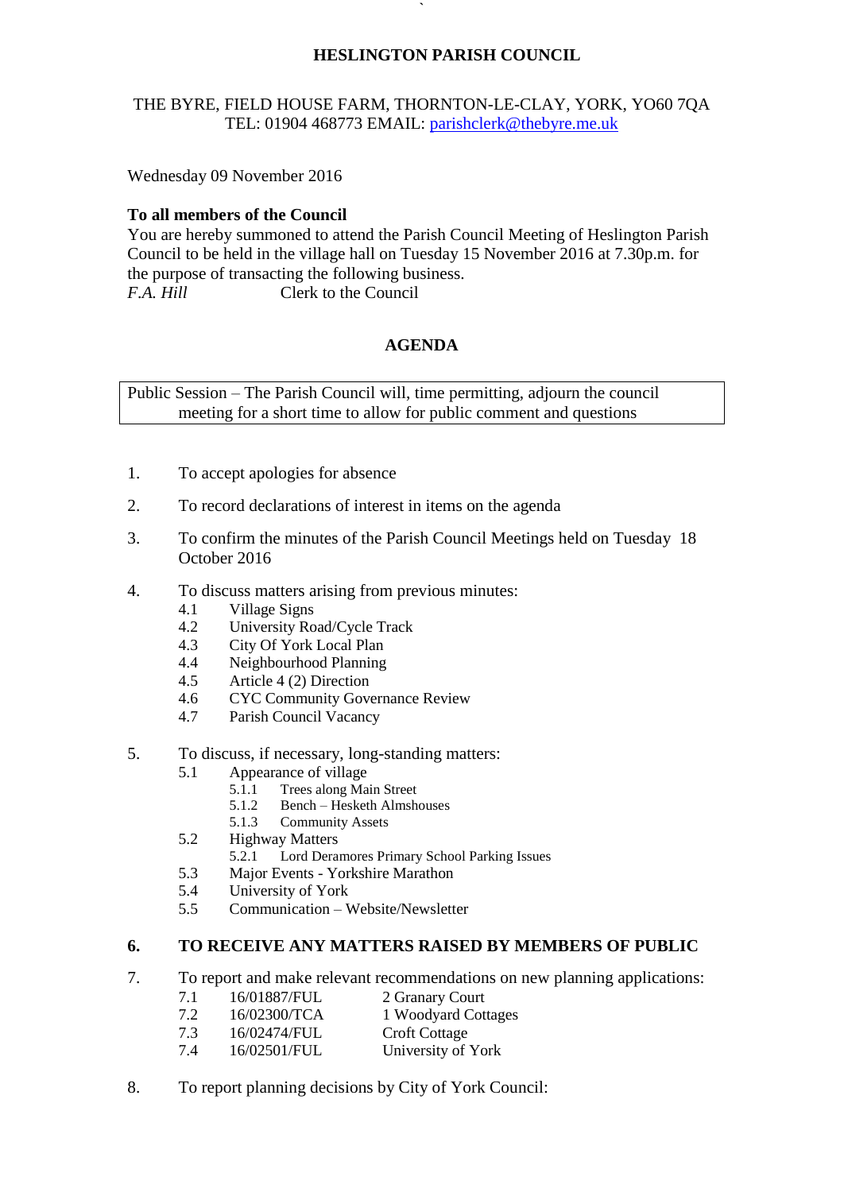**HESLINGTON PARISH COUNCIL**

THE BYRE, FIELD HOUSE FARM, THORNTON-LE-CLAY, YORK, YO60 7QA
TEL: 01904 468773 EMAIL: parishclerk@thebyre.me.uk

Wednesday 09 November 2016

**To all members of the Council**
You are hereby summoned to attend the Parish Council Meeting of Heslington Parish Council to be held in the village hall on Tuesday 15 November 2016 at 7.30p.m. for the purpose of transacting the following business.
*F.A. Hill* Clerk to the Council

## AGENDA

Public Session – The Parish Council will, time permitting, adjourn the council meeting for a short time to allow for public comment and questions

1. To accept apologies for absence

2. To record declarations of interest in items on the agenda

3. To confirm the minutes of the Parish Council Meetings held on Tuesday 18 October 2016

4. To discuss matters arising from previous minutes:
   - 4.1 Village Signs
   - 4.2 University Road/Cycle Track
   - 4.3 City Of York Local Plan
   - 4.4 Neighbourhood Planning
   - 4.5 Article 4 (2) Direction
   - 4.6 CYC Community Governance Review
   - 4.7 Parish Council Vacancy

5. To discuss, if necessary, long-standing matters:
   - 5.1 Appearance of village
     - 5.1.1 Trees along Main Street
     - 5.1.2 Bench – Hesketh Almshouses
     - 5.1.3 Community Assets
   - 5.2 Highway Matters
     - 5.2.1 Lord Deramores Primary School Parking Issues
   - 5.3 Major Events - Yorkshire Marathon
   - 5.4 University of York
   - 5.5 Communication – Website/Newsletter

6. **TO RECEIVE ANY MATTERS RAISED BY MEMBERS OF PUBLIC**

7. To report and make relevant recommendations on new planning applications:
   - 7.1 16/01887/FUL 2 Granary Court
   - 7.2 16/02300/TCA 1 Woodyard Cottages
   - 7.3 16/02474/FUL Croft Cottage
   - 7.4 16/02501/FUL University of York

8. To report planning decisions by City of York Council: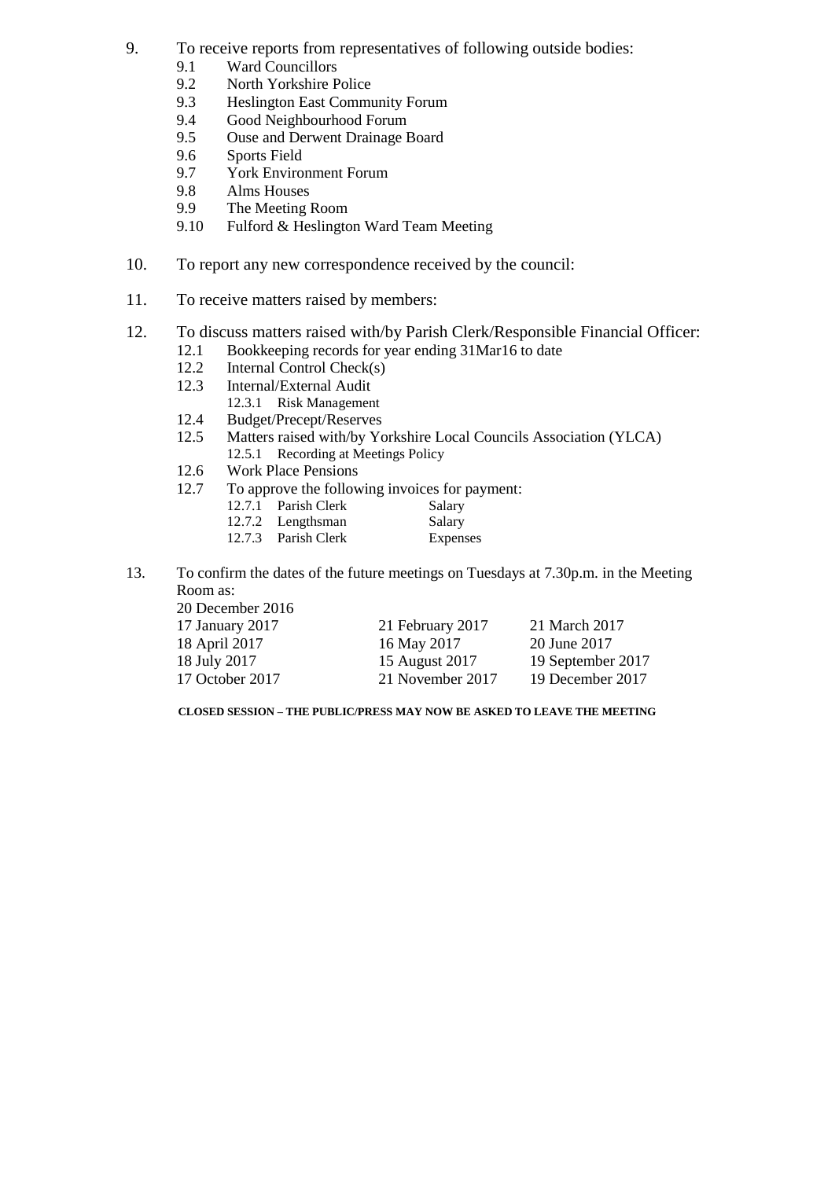9. To receive reports from representatives of following outside bodies:
   - 9.1 Ward Councillors
   - 9.2 North Yorkshire Police
   - 9.3 Heslington East Community Forum
   - 9.4 Good Neighbourhood Forum
   - 9.5 Ouse and Derwent Drainage Board
   - 9.6 Sports Field
   - 9.7 York Environment Forum
   - 9.8 Alms Houses
   - 9.9 The Meeting Room
   - 9.10 Fulford & Heslington Ward Team Meeting

10. To report any new correspondence received by the council:

11. To receive matters raised by members:

12. To discuss matters raised with/by Parish Clerk/Responsible Financial Officer:
   - 12.1 Bookkeeping records for year ending 31Mar16 to date
   - 12.2 Internal Control Check(s)
   - 12.3 Internal/External Audit
     - 12.3.1 Risk Management
   - 12.4 Budget/Precept/Reserves
   - 12.5 Matters raised with/by Yorkshire Local Councils Association (YLCA)
     - 12.5.1 Recording at Meetings Policy
   - 12.6 Work Place Pensions
   - 12.7 To approve the following invoices for payment:

| | | |
|---|---|---|
| 12.7.1 | Parish Clerk | Salary |
| 12.7.2 | Lengthsman | Salary |
| 12.7.3 | Parish Clerk | Expenses |

13. To confirm the dates of the future meetings on Tuesdays at 7.30p.m. in the Meeting Room as:

| | | |
|---|---|---|
| 20 December 2016 | | |
| 17 January 2017 | 21 February 2017 | 21 March 2017 |
| 18 April 2017 | 16 May 2017 | 20 June 2017 |
| 18 July 2017 | 15 August 2017 | 19 September 2017 |
| 17 October 2017 | 21 November 2017 | 19 December 2017 |

**CLOSED SESSION – THE PUBLIC/PRESS MAY NOW BE ASKED TO LEAVE THE MEETING**